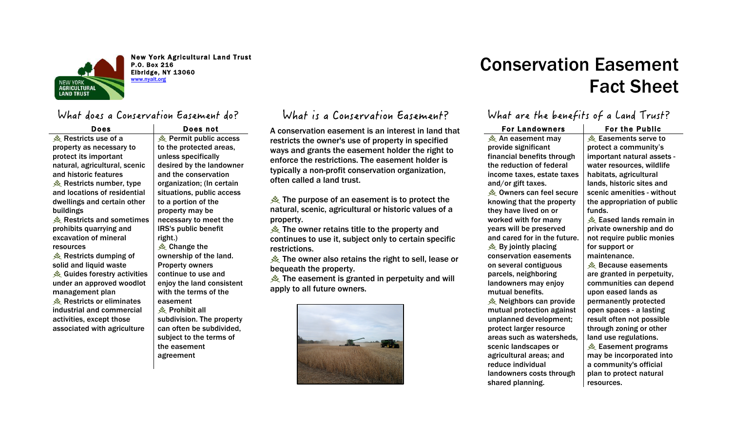New York Agricultural Land Trust
P.O. Box 216
Elbridge, NY 13060
www.nyalt.org

# Conservation Easement Fact Sheet

## What does a Conservation Easement do?

| Does | Does not |
|---|---|
| Restricts use of a property as necessary to protect its important natural, agricultural, scenic and historic features | Permit public access to the protected areas, unless specifically desired by the landowner and the conservation organization; (In certain situations, public access to a portion of the property may be necessary to meet the IRS's public benefit right.) |
| Restricts number, type and locations of residential dwellings and certain other buildings | Change the ownership of the land. Property owners continue to use and enjoy the land consistent with the terms of the easement |
| Restricts and sometimes prohibits quarrying and excavation of mineral resources | Prohibit all subdivision. The property can often be subdivided, subject to the terms of the easement agreement |
| Restricts dumping of solid and liquid waste | |
| Guides forestry activities under an approved woodlot management plan | |
| Restricts or eliminates industrial and commercial activities, except those associated with agriculture | |

## What is a Conservation Easement?

A conservation easement is an interest in land that restricts the owner's use of property in specified ways and grants the easement holder the right to enforce the restrictions. The easement holder is typically a non-profit conservation organization, often called a land trust.

- The purpose of an easement is to protect the natural, scenic, agricultural or historic values of a property.
- The owner retains title to the property and continues to use it, subject only to certain specific restrictions.
- The owner also retains the right to sell, lease or bequeath the property.
- The easement is granted in perpetuity and will apply to all future owners.

## What are the benefits of a Land Trust?

| For Landowners | For the Public |
|---|---|
| An easement may provide significant financial benefits through the reduction of federal income taxes, estate taxes and/or gift taxes. | Easements serve to protect a community's important natural assets - water resources, wildlife habitats, agricultural lands, historic sites and scenic amenities - without the appropriation of public funds. |
| Owners can feel secure knowing that the property they have lived on or worked with for many years will be preserved and cared for in the future. | Eased lands remain in private ownership and do not require public monies for support or maintenance. |
| By jointly placing conservation easements on several contiguous parcels, neighboring landowners may enjoy mutual benefits. | Because easements are granted in perpetuity, communities can depend upon eased lands as permanently protected open spaces - a lasting result often not possible through zoning or other land use regulations. |
| Neighbors can provide mutual protection against unplanned development; protect larger resource areas such as watersheds, scenic landscapes or agricultural areas; and reduce individual landowners costs through shared planning. | Easement programs may be incorporated into a community's official plan to protect natural resources. |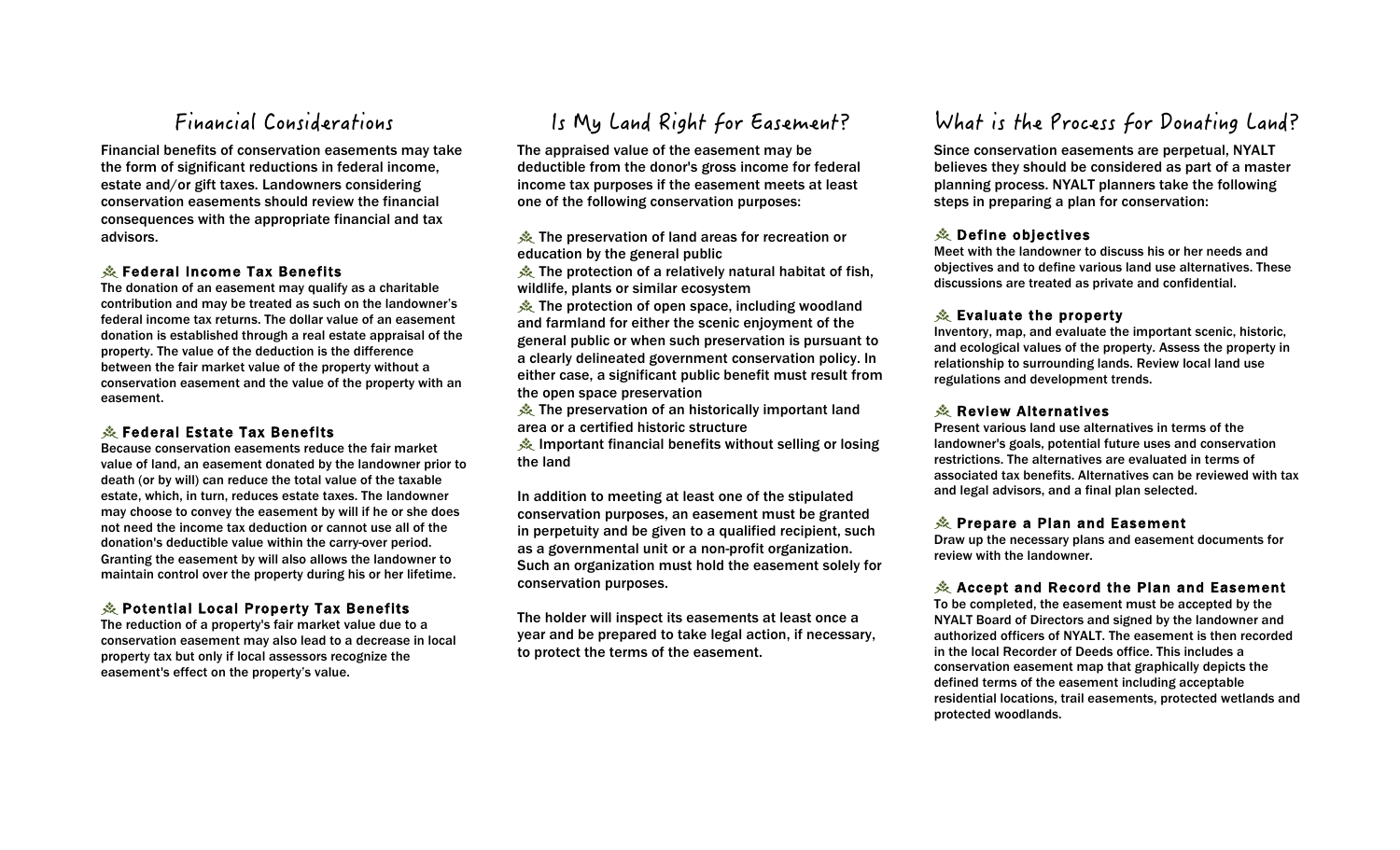## Financial Considerations

Financial benefits of conservation easements may take the form of significant reductions in federal income, estate and/or gift taxes. Landowners considering conservation easements should review the financial consequences with the appropriate financial and tax advisors.

### Federal Income Tax Benefits

The donation of an easement may qualify as a charitable contribution and may be treated as such on the landowner's federal income tax returns. The dollar value of an easement donation is established through a real estate appraisal of the property. The value of the deduction is the difference between the fair market value of the property without a conservation easement and the value of the property with an easement.

### Federal Estate Tax Benefits

Because conservation easements reduce the fair market value of land, an easement donated by the landowner prior to death (or by will) can reduce the total value of the taxable estate, which, in turn, reduces estate taxes. The landowner may choose to convey the easement by will if he or she does not need the income tax deduction or cannot use all of the donation's deductible value within the carry-over period. Granting the easement by will also allows the landowner to maintain control over the property during his or her lifetime.

### Potential Local Property Tax Benefits

The reduction of a property's fair market value due to a conservation easement may also lead to a decrease in local property tax but only if local assessors recognize the easement's effect on the property's value.

## Is My Land Right for Easement?

The appraised value of the easement may be deductible from the donor's gross income for federal income tax purposes if the easement meets at least one of the following conservation purposes:

- The preservation of land areas for recreation or education by the general public
- The protection of a relatively natural habitat of fish, wildlife, plants or similar ecosystem
- The protection of open space, including woodland and farmland for either the scenic enjoyment of the general public or when such preservation is pursuant to a clearly delineated government conservation policy. In either case, a significant public benefit must result from the open space preservation
- The preservation of an historically important land area or a certified historic structure
- Important financial benefits without selling or losing the land

In addition to meeting at least one of the stipulated conservation purposes, an easement must be granted in perpetuity and be given to a qualified recipient, such as a governmental unit or a non-profit organization. Such an organization must hold the easement solely for conservation purposes.

The holder will inspect its easements at least once a year and be prepared to take legal action, if necessary, to protect the terms of the easement.

## What is the Process for Donating Land?

Since conservation easements are perpetual, NYALT believes they should be considered as part of a master planning process. NYALT planners take the following steps in preparing a plan for conservation:

### Define objectives

Meet with the landowner to discuss his or her needs and objectives and to define various land use alternatives. These discussions are treated as private and confidential.

### Evaluate the property

Inventory, map, and evaluate the important scenic, historic, and ecological values of the property. Assess the property in relationship to surrounding lands. Review local land use regulations and development trends.

### Review Alternatives

Present various land use alternatives in terms of the landowner's goals, potential future uses and conservation restrictions. The alternatives are evaluated in terms of associated tax benefits. Alternatives can be reviewed with tax and legal advisors, and a final plan selected.

### Prepare a Plan and Easement

Draw up the necessary plans and easement documents for review with the landowner.

### Accept and Record the Plan and Easement

To be completed, the easement must be accepted by the NYALT Board of Directors and signed by the landowner and authorized officers of NYALT. The easement is then recorded in the local Recorder of Deeds office. This includes a conservation easement map that graphically depicts the defined terms of the easement including acceptable residential locations, trail easements, protected wetlands and protected woodlands.